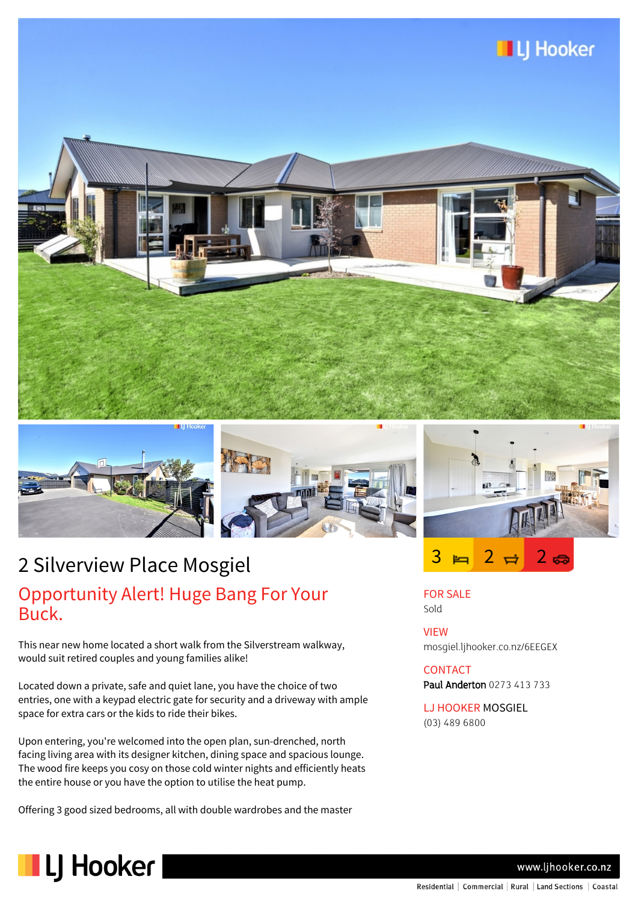# 2 Silverview Place Mosgiel

## Opportunity Alert! Huge Bang For Your Buck.

3 | 2 | 2

**FOR SALE**
Sold

**VIEW**
mosgiel.ljhooker.co.nz/6EEGEX

**CONTACT**
**Paul Anderton** 0273 413 733

**LJ HOOKER MOSGIEL**
(03) 489 6800

This near new home located a short walk from the Silverstream walkway, would suit retired couples and young families alike!

Located down a private, safe and quiet lane, you have the choice of two entries, one with a keypad electric gate for security and a driveway with ample space for extra cars or the kids to ride their bikes.

Upon entering, you're welcomed into the open plan, sun-drenched, north facing living area with its designer kitchen, dining space and spacious lounge. The wood fire keeps you cosy on those cold winter nights and efficiently heats the entire house or you have the option to utilise the heat pump.

Offering 3 good sized bedrooms, all with double wardrobes and the master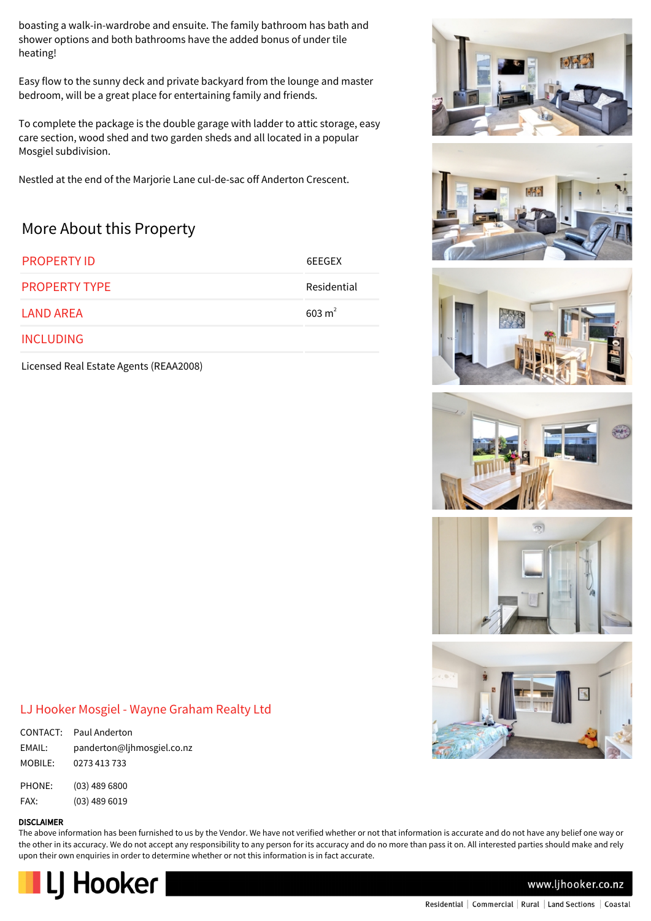boasting a walk-in-wardrobe and ensuite. The family bathroom has bath and shower options and both bathrooms have the added bonus of under tile heating!

Easy flow to the sunny deck and private backyard from the lounge and master bedroom, will be a great place for entertaining family and friends.

To complete the package is the double garage with ladder to attic storage, easy care section, wood shed and two garden sheds and all located in a popular Mosgiel subdivision.

Nestled at the end of the Marjorie Lane cul-de-sac off Anderton Crescent.

## More About this Property

| | |
|---|---|
| PROPERTY ID | 6EEGEX |
| PROPERTY TYPE | Residential |
| LAND AREA | 603 m$^2$ |
| INCLUDING | |

Licensed Real Estate Agents (REAA2008)

## LJ Hooker Mosgiel - Wayne Graham Realty Ltd

CONTACT: Paul Anderton
EMAIL: panderton@ljhmosgiel.co.nz
MOBILE: 0273 413 733

PHONE: (03) 489 6800
FAX: (03) 489 6019

**DISCLAIMER**
The above information has been furnished to us by the Vendor. We have not verified whether or not that information is accurate and do not have any belief one way or the other in its accuracy. We do not accept any responsibility to any person for its accuracy and do no more than pass it on. All interested parties should make and rely upon their own enquiries in order to determine whether or not this information is in fact accurate.

LJ Hooker

www.ljhooker.co.nz

Residential | Commercial | Rural | Land Sections | Coastal